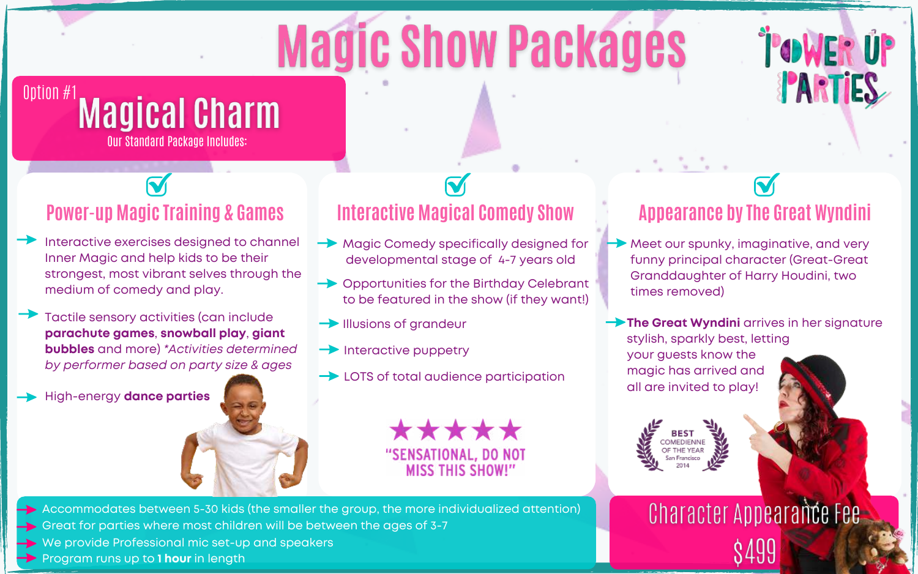# Magic Show Packages

POWER UP PARTIES

## Option #1 Magical Charm

Our Standard Package Includes:

### Power-up Magic Training & Games

- Interactive exercises designed to channel Inner Magic and help kids to be their strongest, most vibrant selves through the medium of comedy and play.
- Tactile sensory activities (can include **parachute games**, **snowball play**, **giant bubbles** and more) *\*Activities determined by performer based on party size & ages*
- High-energy **dance parties**

### Interactive Magical Comedy Show

- Magic Comedy specifically designed for developmental stage of 4-7 years old
- Opportunities for the Birthday Celebrant to be featured in the show (if they want!)
- Illusions of grandeur
- Interactive puppetry
- LOTS of total audience participation

★★★★★ "SENSATIONAL, DO NOT MISS THIS SHOW!"

### Appearance by The Great Wyndini

- Meet our spunky, imaginative, and very funny principal character (Great-Great Granddaughter of Harry Houdini, two times removed)
- **The Great Wyndini** arrives in her signature stylish, sparkly best, letting your guests know the magic has arrived and all are invited to play!

BEST COMEDIENNE OF THE YEAR San Francisco 2014

- Accommodates between 5-30 kids (the smaller the group, the more individualized attention)
- Great for parties where most children will be between the ages of 3-7
- We provide Professional mic set-up and speakers
- Program runs up to **1 hour** in length

**Character Appearance Fee**

**$499**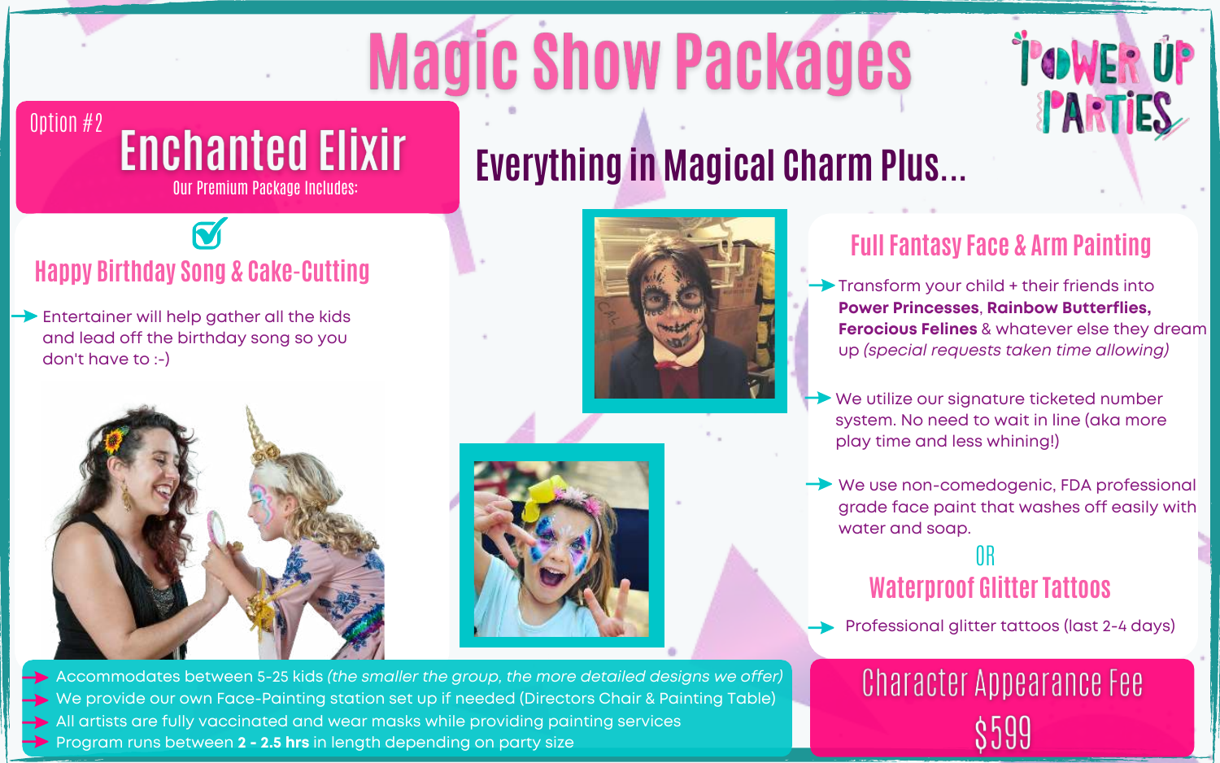# Magic Show Packages

Power Up Parties

## Option #2 Enchanted Elixir

Our Premium Package Includes:

### Everything in Magical Charm Plus...

### Happy Birthday Song & Cake-Cutting

- Entertainer will help gather all the kids and lead off the birthday song so you don't have to :-)

### Full Fantasy Face & Arm Painting

- Transform your child + their friends into **Power Princesses**, **Rainbow Butterflies, Ferocious Felines** & whatever else they dream up *(special requests taken time allowing)*
- We utilize our signature ticketed number system. No need to wait in line (aka more play time and less whining!)
- We use non-comedogenic, FDA professional grade face paint that washes off easily with water and soap.

OR

### Waterproof Glitter Tattoos

- Professional glitter tattoos (last 2-4 days)

---

- Accommodates between 5-25 kids *(the smaller the group, the more detailed designs we offer)*
- We provide our own Face-Painting station set up if needed (Directors Chair & Painting Table)
- All artists are fully vaccinated and wear masks while providing painting services
- Program runs between **2 - 2.5 hrs** in length depending on party size

## Character Appearance Fee

## $599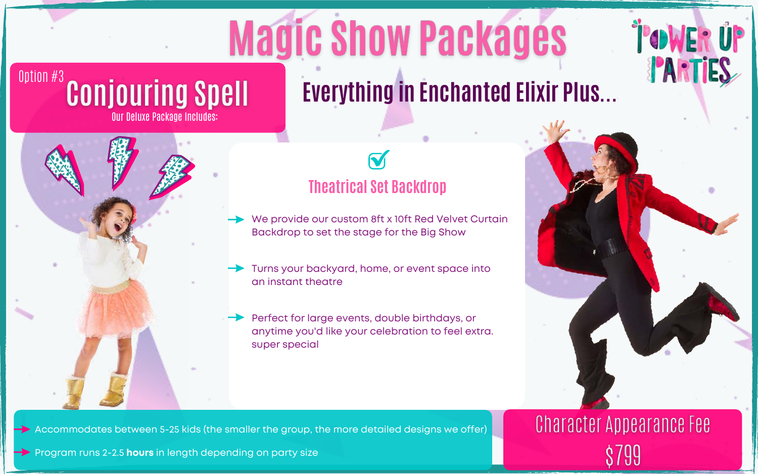# Magic Show Packages

Power Up Parties

Option #3

## Conjouring Spell

Our Deluxe Package Includes:

## Everything in Enchanted Elixir Plus...

### Theatrical Set Backdrop

- We provide our custom 8ft x 10ft Red Velvet Curtain Backdrop to set the stage for the Big Show
- Turns your backyard, home, or event space into an instant theatre
- Perfect for large events, double birthdays, or anytime you'd like your celebration to feel extra. super special

- Accommodates between 5-25 kids (the smaller the group, the more detailed designs we offer)
- Program runs 2-2.5 **hours** in length depending on party size

Character Appearance Fee

$799